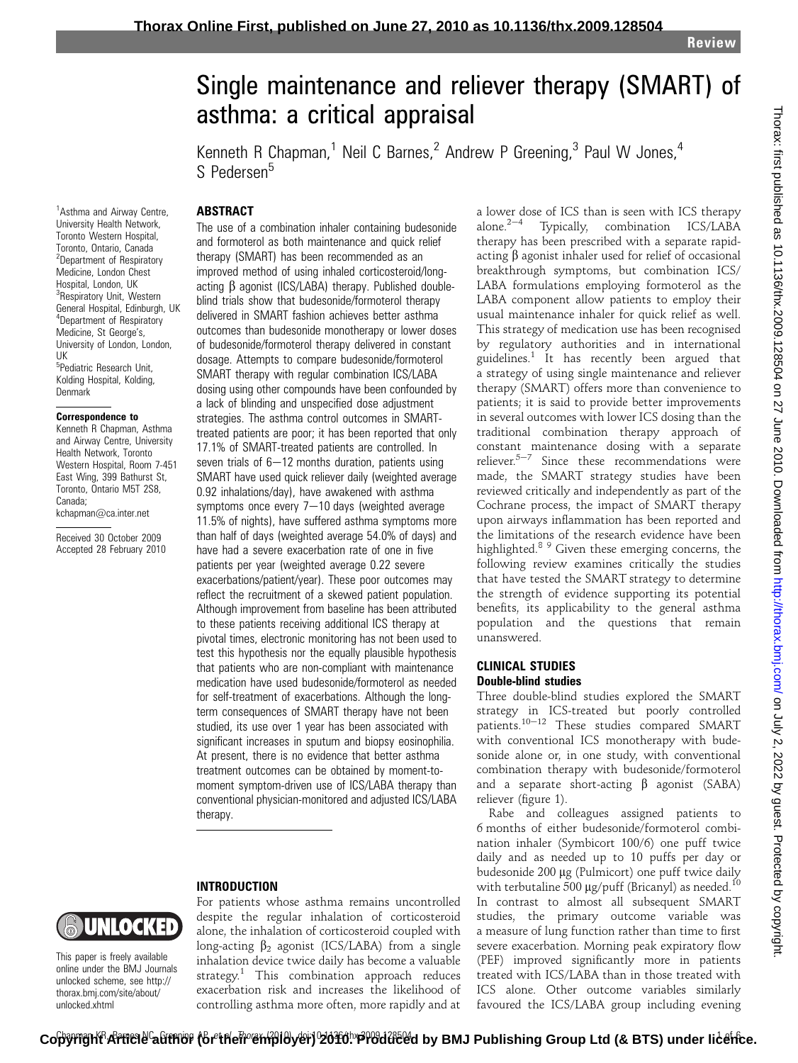Review

# Single maintenance and reliever therapy (SMART) of asthma: a critical appraisal

Kenneth R Chapman,[1] Neil C Barnes,[2] Andrew P Greening,[3] Paul W Jones,[4] S Pedersen[5]

[1]Asthma and Airway Centre, University Health Network, Toronto Western Hospital, Toronto, Ontario, Canada
[2]Department of Respiratory Medicine, London Chest Hospital, London, UK
[3]Respiratory Unit, Western General Hospital, Edinburgh, UK
[4]Department of Respiratory Medicine, St George's, University of London, London, UK
[5]Pediatric Research Unit, Kolding Hospital, Kolding, Denmark

**Correspondence to**
Kenneth R Chapman, Asthma and Airway Centre, University Health Network, Toronto Western Hospital, Room 7-451 East Wing, 399 Bathurst St, Toronto, Ontario M5T 2S8, Canada; kchapman@ca.inter.net

Received 30 October 2009
Accepted 28 February 2010

This paper is freely available online under the BMJ Journals unlocked scheme, see http://thorax.bmj.com/site/about/unlocked.xhtml

## ABSTRACT

The use of a combination inhaler containing budesonide and formoterol as both maintenance and quick relief therapy (SMART) has been recommended as an improved method of using inhaled corticosteroid/long-acting β agonist (ICS/LABA) therapy. Published double-blind trials show that budesonide/formoterol therapy delivered in SMART fashion achieves better asthma outcomes than budesonide monotherapy or lower doses of budesonide/formoterol therapy delivered in constant dosage. Attempts to compare budesonide/formoterol SMART therapy with regular combination ICS/LABA dosing using other compounds have been confounded by a lack of blinding and unspecified dose adjustment strategies. The asthma control outcomes in SMART-treated patients are poor; it has been reported that only 17.1% of SMART-treated patients are controlled. In seven trials of 6–12 months duration, patients using SMART have used quick reliever daily (weighted average 0.92 inhalations/day), have awakened with asthma symptoms once every 7–10 days (weighted average 11.5% of nights), have suffered asthma symptoms more than half of days (weighted average 54.0% of days) and have had a severe exacerbation rate of one in five patients per year (weighted average 0.22 severe exacerbations/patient/year). These poor outcomes may reflect the recruitment of a skewed patient population. Although improvement from baseline has been attributed to these patients receiving additional ICS therapy at pivotal times, electronic monitoring has not been used to test this hypothesis nor the equally plausible hypothesis that patients who are non-compliant with maintenance medication have used budesonide/formoterol as needed for self-treatment of exacerbations. Although the long-term consequences of SMART therapy have not been studied, its use over 1 year has been associated with significant increases in sputum and biopsy eosinophilia. At present, there is no evidence that better asthma treatment outcomes can be obtained by moment-to-moment symptom-driven use of ICS/LABA therapy than conventional physician-monitored and adjusted ICS/LABA therapy.

## INTRODUCTION

For patients whose asthma remains uncontrolled despite the regular inhalation of corticosteroid alone, the inhalation of corticosteroid coupled with long-acting $\beta_2$ agonist (ICS/LABA) from a single inhalation device twice daily has become a valuable strategy.[1] This combination approach reduces exacerbation risk and increases the likelihood of controlling asthma more often, more rapidly and at a lower dose of ICS than is seen with ICS therapy alone.[2–4] Typically, combination ICS/LABA therapy has been prescribed with a separate rapid-acting β agonist inhaler used for relief of occasional breakthrough symptoms, but combination ICS/LABA formulations employing formoterol as the LABA component allow patients to employ their usual maintenance inhaler for quick relief as well. This strategy of medication use has been recognised by regulatory authorities and in international guidelines.[1] It has recently been argued that a strategy of using single maintenance and reliever therapy (SMART) offers more than convenience to patients; it is said to provide better improvements in several outcomes with lower ICS dosing than the traditional combination therapy approach of constant maintenance dosing with a separate reliever.[5–7] Since these recommendations were made, the SMART strategy studies have been reviewed critically and independently as part of the Cochrane process, the impact of SMART therapy upon airways inflammation has been reported and the limitations of the research evidence have been highlighted.[8 9] Given these emerging concerns, the following review examines critically the studies that have tested the SMART strategy to determine the strength of evidence supporting its potential benefits, its applicability to the general asthma population and the questions that remain unanswered.

## CLINICAL STUDIES

### Double-blind studies

Three double-blind studies explored the SMART strategy in ICS-treated but poorly controlled patients.[10–12] These studies compared SMART with conventional ICS monotherapy with budesonide alone or, in one study, with conventional combination therapy with budesonide/formoterol and a separate short-acting β agonist (SABA) reliever (figure 1).

Rabe and colleagues assigned patients to 6 months of either budesonide/formoterol combination inhaler (Symbicort 100/6) one puff twice daily and as needed up to 10 puffs per day or budesonide 200 μg (Pulmicort) one puff twice daily with terbutaline 500 μg/puff (Bricanyl) as needed.[10] In contrast to almost all subsequent SMART studies, the primary outcome variable was a measure of lung function rather than time to first severe exacerbation. Morning peak expiratory flow (PEF) improved significantly more in patients treated with ICS/LABA than in those treated with ICS alone. Other outcome variables similarly favoured the ICS/LABA group including evening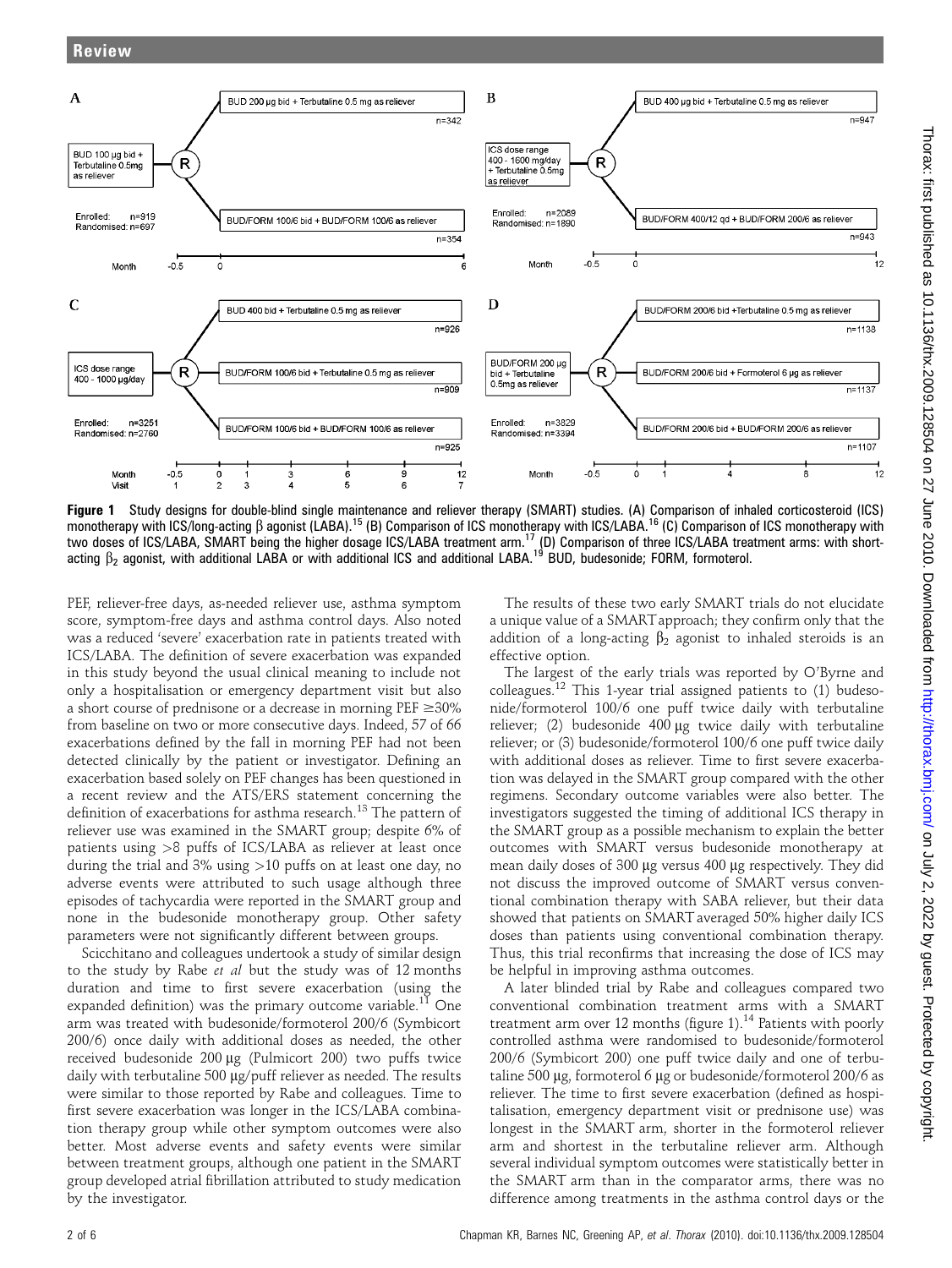Figure 1 Study designs for double-blind single maintenance and reliever therapy (SMART) studies. (A) Comparison of inhaled corticosteroid (ICS) monotherapy with ICS/long-acting β agonist (LABA).[15] (B) Comparison of ICS monotherapy with ICS/LABA.[16] (C) Comparison of ICS monotherapy with two doses of ICS/LABA, SMART being the higher dosage ICS/LABA treatment arm.[17] (D) Comparison of three ICS/LABA treatment arms: with short-acting $\beta_2$ agonist, with additional LABA or with additional ICS and additional LABA.[19] BUD, budesonide; FORM, formoterol.

PEF, reliever-free days, as-needed reliever use, asthma symptom score, symptom-free days and asthma control days. Also noted was a reduced 'severe' exacerbation rate in patients treated with ICS/LABA. The definition of severe exacerbation was expanded in this study beyond the usual clinical meaning to include not only a hospitalisation or emergency department visit but also a short course of prednisone or a decrease in morning PEF ≥30% from baseline on two or more consecutive days. Indeed, 57 of 66 exacerbations defined by the fall in morning PEF had not been detected clinically by the patient or investigator. Defining an exacerbation based solely on PEF changes has been questioned in a recent review and the ATS/ERS statement concerning the definition of exacerbations for asthma research.[13] The pattern of reliever use was examined in the SMART group; despite 6% of patients using >8 puffs of ICS/LABA as reliever at least once during the trial and 3% using >10 puffs on at least one day, no adverse events were attributed to such usage although three episodes of tachycardia were reported in the SMART group and none in the budesonide monotherapy group. Other safety parameters were not significantly different between groups.

Scicchitano and colleagues undertook a study of similar design to the study by Rabe *et al* but the study was of 12 months duration and time to first severe exacerbation (using the expanded definition) was the primary outcome variable.[11] One arm was treated with budesonide/formoterol 200/6 (Symbicort 200/6) once daily with additional doses as needed, the other received budesonide 200 μg (Pulmicort 200) two puffs twice daily with terbutaline 500 μg/puff reliever as needed. The results were similar to those reported by Rabe and colleagues. Time to first severe exacerbation was longer in the ICS/LABA combination therapy group while other symptom outcomes were also better. Most adverse events and safety events were similar between treatment groups, although one patient in the SMART group developed atrial fibrillation attributed to study medication by the investigator.

The results of these two early SMART trials do not elucidate a unique value of a SMART approach; they confirm only that the addition of a long-acting $\beta_2$ agonist to inhaled steroids is an effective option.

The largest of the early trials was reported by O'Byrne and colleagues.[12] This 1-year trial assigned patients to (1) budesonide/formoterol 100/6 one puff twice daily with terbutaline reliever; (2) budesonide 400 μg twice daily with terbutaline reliever; or (3) budesonide/formoterol 100/6 one puff twice daily with additional doses as reliever. Time to first severe exacerbation was delayed in the SMART group compared with the other regimens. Secondary outcome variables were also better. The investigators suggested the timing of additional ICS therapy in the SMART group as a possible mechanism to explain the better outcomes with SMART versus budesonide monotherapy at mean daily doses of 300 μg versus 400 μg respectively. They did not discuss the improved outcome of SMART versus conventional combination therapy with SABA reliever, but their data showed that patients on SMART averaged 50% higher daily ICS doses than patients using conventional combination therapy. Thus, this trial reconfirms that increasing the dose of ICS may be helpful in improving asthma outcomes.

A later blinded trial by Rabe and colleagues compared two conventional combination treatment arms with a SMART treatment arm over 12 months (figure 1).[14] Patients with poorly controlled asthma were randomised to budesonide/formoterol 200/6 (Symbicort 200) one puff twice daily and one of terbutaline 500 μg, formoterol 6 μg or budesonide/formoterol 200/6 as reliever. The time to first severe exacerbation (defined as hospitalisation, emergency department visit or prednisone use) was longest in the SMART arm, shorter in the formoterol reliever arm and shortest in the terbutaline reliever arm. Although several individual symptom outcomes were statistically better in the SMART arm than in the comparator arms, there was no difference among treatments in the asthma control days or the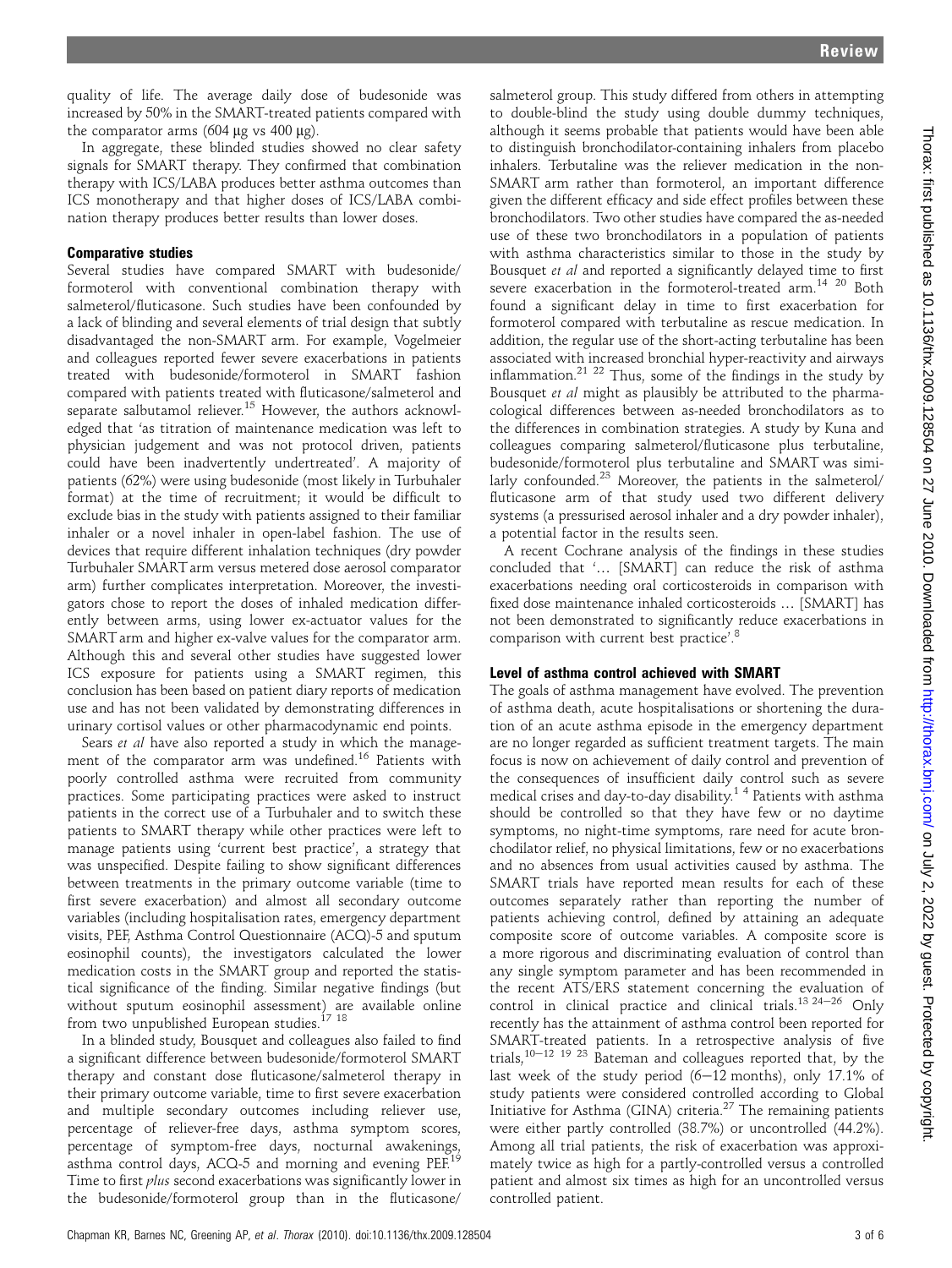quality of life. The average daily dose of budesonide was increased by 50% in the SMART-treated patients compared with the comparator arms (604 μg vs 400 μg).

In aggregate, these blinded studies showed no clear safety signals for SMART therapy. They confirmed that combination therapy with ICS/LABA produces better asthma outcomes than ICS monotherapy and that higher doses of ICS/LABA combination therapy produces better results than lower doses.

### Comparative studies

Several studies have compared SMART with budesonide/formoterol with conventional combination therapy with salmeterol/fluticasone. Such studies have been confounded by a lack of blinding and several elements of trial design that subtly disadvantaged the non-SMART arm. For example, Vogelmeier and colleagues reported fewer severe exacerbations in patients treated with budesonide/formoterol in SMART fashion compared with patients treated with fluticasone/salmeterol and separate salbutamol reliever.[15] However, the authors acknowledged that 'as titration of maintenance medication was left to physician judgement and was not protocol driven, patients could have been inadvertently undertreated'. A majority of patients (62%) were using budesonide (most likely in Turbuhaler format) at the time of recruitment; it would be difficult to exclude bias in the study with patients assigned to their familiar inhaler or a novel inhaler in open-label fashion. The use of devices that require different inhalation techniques (dry powder Turbuhaler SMART arm versus metered dose aerosol comparator arm) further complicates interpretation. Moreover, the investigators chose to report the doses of inhaled medication differently between arms, using lower ex-actuator values for the SMART arm and higher ex-valve values for the comparator arm. Although this and several other studies have suggested lower ICS exposure for patients using a SMART regimen, this conclusion has been based on patient diary reports of medication use and has not been validated by demonstrating differences in urinary cortisol values or other pharmacodynamic end points.

Sears *et al* have also reported a study in which the management of the comparator arm was undefined.[16] Patients with poorly controlled asthma were recruited from community practices. Some participating practices were asked to instruct patients in the correct use of a Turbuhaler and to switch these patients to SMART therapy while other practices were left to manage patients using 'current best practice', a strategy that was unspecified. Despite failing to show significant differences between treatments in the primary outcome variable (time to first severe exacerbation) and almost all secondary outcome variables (including hospitalisation rates, emergency department visits, PEF, Asthma Control Questionnaire (ACQ)-5 and sputum eosinophil counts), the investigators calculated the lower medication costs in the SMART group and reported the statistical significance of the finding. Similar negative findings (but without sputum eosinophil assessment) are available online from two unpublished European studies.[17,18]

In a blinded study, Bousquet and colleagues also failed to find a significant difference between budesonide/formoterol SMART therapy and constant dose fluticasone/salmeterol therapy in their primary outcome variable, time to first severe exacerbation and multiple secondary outcomes including reliever use, percentage of reliever-free days, asthma symptom scores, percentage of symptom-free days, nocturnal awakenings, asthma control days, ACQ-5 and morning and evening PEF.[19] Time to first *plus* second exacerbations was significantly lower in the budesonide/formoterol group than in the fluticasone/salmeterol group. This study differed from others in attempting to double-blind the study using double dummy techniques, although it seems probable that patients would have been able to distinguish bronchodilator-containing inhalers from placebo inhalers. Terbutaline was the reliever medication in the non-SMART arm rather than formoterol, an important difference given the different efficacy and side effect profiles between these bronchodilators. Two other studies have compared the as-needed use of these two bronchodilators in a population of patients with asthma characteristics similar to those in the study by Bousquet *et al* and reported a significantly delayed time to first severe exacerbation in the formoterol-treated arm.[14,20] Both found a significant delay in time to first exacerbation for formoterol compared with terbutaline as rescue medication. In addition, the regular use of the short-acting terbutaline has been associated with increased bronchial hyper-reactivity and airways inflammation.[21,22] Thus, some of the findings in the study by Bousquet *et al* might as plausibly be attributed to the pharmacological differences between as-needed bronchodilators as to the differences in combination strategies. A study by Kuna and colleagues comparing salmeterol/fluticasone plus terbutaline, budesonide/formoterol plus terbutaline and SMART was similarly confounded.[23] Moreover, the patients in the salmeterol/fluticasone arm of that study used two different delivery systems (a pressurised aerosol inhaler and a dry powder inhaler), a potential factor in the results seen.

A recent Cochrane analysis of the findings in these studies concluded that '… [SMART] can reduce the risk of asthma exacerbations needing oral corticosteroids in comparison with fixed dose maintenance inhaled corticosteroids … [SMART] has not been demonstrated to significantly reduce exacerbations in comparison with current best practice'.[8]

### Level of asthma control achieved with SMART

The goals of asthma management have evolved. The prevention of asthma death, acute hospitalisations or shortening the duration of an acute asthma episode in the emergency department are no longer regarded as sufficient treatment targets. The main focus is now on achievement of daily control and prevention of the consequences of insufficient daily control such as severe medical crises and day-to-day disability.[1,4] Patients with asthma should be controlled so that they have few or no daytime symptoms, no night-time symptoms, rare need for acute bronchodilator relief, no physical limitations, few or no exacerbations and no absences from usual activities caused by asthma. The SMART trials have reported mean results for each of these outcomes separately rather than reporting the number of patients achieving control, defined by attaining an adequate composite score of outcome variables. A composite score is a more rigorous and discriminating evaluation of control than any single symptom parameter and has been recommended in the recent ATS/ERS statement concerning the evaluation of control in clinical practice and clinical trials.[13,24–26] Only recently has the attainment of asthma control been reported for SMART-treated patients. In a retrospective analysis of five trials,[10–12,19,23] Bateman and colleagues reported that, by the last week of the study period (6–12 months), only 17.1% of study patients were considered controlled according to Global Initiative for Asthma (GINA) criteria.[27] The remaining patients were either partly controlled (38.7%) or uncontrolled (44.2%). Among all trial patients, the risk of exacerbation was approximately twice as high for a partly-controlled versus a controlled patient and almost six times as high for an uncontrolled versus controlled patient.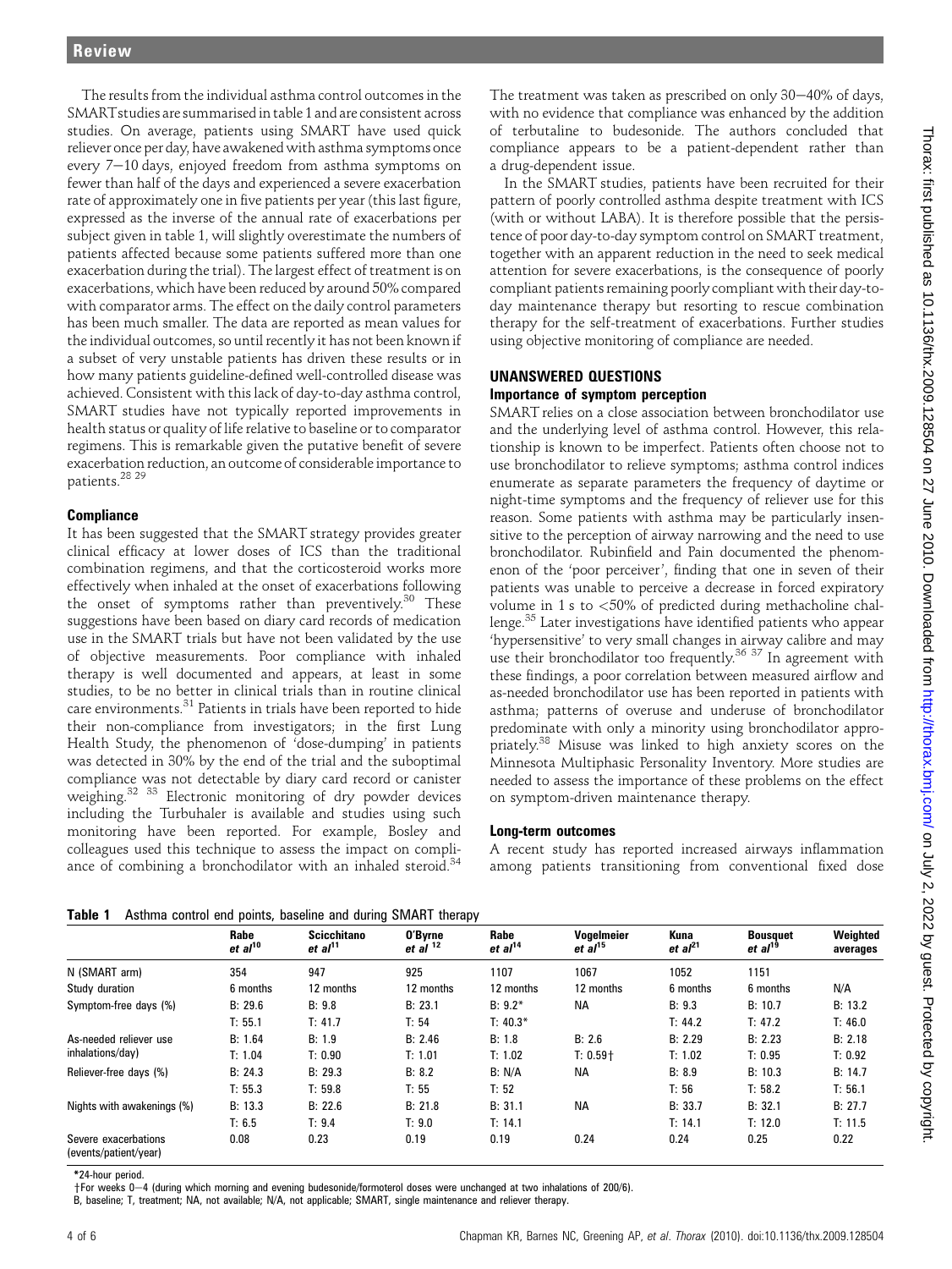The results from the individual asthma control outcomes in the SMART studies are summarised in table 1 and are consistent across studies. On average, patients using SMART have used quick reliever once per day, have awakened with asthma symptoms once every 7–10 days, enjoyed freedom from asthma symptoms on fewer than half of the days and experienced a severe exacerbation rate of approximately one in five patients per year (this last figure, expressed as the inverse of the annual rate of exacerbations per subject given in table 1, will slightly overestimate the numbers of patients affected because some patients suffered more than one exacerbation during the trial). The largest effect of treatment is on exacerbations, which have been reduced by around 50% compared with comparator arms. The effect on the daily control parameters has been much smaller. The data are reported as mean values for the individual outcomes, so until recently it has not been known if a subset of very unstable patients has driven these results or in how many patients guideline-defined well-controlled disease was achieved. Consistent with this lack of day-to-day asthma control, SMART studies have not typically reported improvements in health status or quality of life relative to baseline or to comparator regimens. This is remarkable given the putative benefit of severe exacerbation reduction, an outcome of considerable importance to patients.[28 29]

### Compliance

It has been suggested that the SMART strategy provides greater clinical efficacy at lower doses of ICS than the traditional combination regimens, and that the corticosteroid works more effectively when inhaled at the onset of exacerbations following the onset of symptoms rather than preventively.[30] These suggestions have been based on diary card records of medication use in the SMART trials but have not been validated by the use of objective measurements. Poor compliance with inhaled therapy is well documented and appears, at least in some studies, to be no better in clinical trials than in routine clinical care environments.[31] Patients in trials have been reported to hide their non-compliance from investigators; in the first Lung Health Study, the phenomenon of 'dose-dumping' in patients was detected in 30% by the end of the trial and the suboptimal compliance was not detectable by diary card record or canister weighing.[32 33] Electronic monitoring of dry powder devices including the Turbuhaler is available and studies using such monitoring have been reported. For example, Bosley and colleagues used this technique to assess the impact on compliance of combining a bronchodilator with an inhaled steroid.[34] The treatment was taken as prescribed on only 30–40% of days, with no evidence that compliance was enhanced by the addition of terbutaline to budesonide. The authors concluded that compliance appears to be a patient-dependent rather than a drug-dependent issue.

In the SMART studies, patients have been recruited for their pattern of poorly controlled asthma despite treatment with ICS (with or without LABA). It is therefore possible that the persistence of poor day-to-day symptom control on SMART treatment, together with an apparent reduction in the need to seek medical attention for severe exacerbations, is the consequence of poorly compliant patients remaining poorly compliant with their day-to-day maintenance therapy but resorting to rescue combination therapy for the self-treatment of exacerbations. Further studies using objective monitoring of compliance are needed.

## UNANSWERED QUESTIONS

### Importance of symptom perception

SMART relies on a close association between bronchodilator use and the underlying level of asthma control. However, this relationship is known to be imperfect. Patients often choose not to use bronchodilator to relieve symptoms; asthma control indices enumerate as separate parameters the frequency of daytime or night-time symptoms and the frequency of reliever use for this reason. Some patients with asthma may be particularly insensitive to the perception of airway narrowing and the need to use bronchodilator. Rubinfield and Pain documented the phenomenon of the 'poor perceiver', finding that one in seven of their patients was unable to perceive a decrease in forced expiratory volume in 1 s to <50% of predicted during methacholine challenge.[35] Later investigations have identified patients who appear 'hypersensitive' to very small changes in airway calibre and may use their bronchodilator too frequently.[36 37] In agreement with these findings, a poor correlation between measured airflow and as-needed bronchodilator use has been reported in patients with asthma; patterns of overuse and underuse of bronchodilator predominate with only a minority using bronchodilator appropriately.[38] Misuse was linked to high anxiety scores on the Minnesota Multiphasic Personality Inventory. More studies are needed to assess the importance of these problems on the effect on symptom-driven maintenance therapy.

### Long-term outcomes

A recent study has reported increased airways inflammation among patients transitioning from conventional fixed dose

**Table 1** Asthma control end points, baseline and during SMART therapy

| | Rabe *et al*[10] | Scicchitano *et al*[11] | O'Byrne *et al*[12] | Rabe *et al*[14] | Vogelmeier *et al*[15] | Kuna *et al*[21] | Bousquet *et al*[19] | Weighted averages |
|---|---|---|---|---|---|---|---|---|
| N (SMART arm) | 354 | 947 | 925 | 1107 | 1067 | 1052 | 1151 | |
| Study duration | 6 months | 12 months | 12 months | 12 months | 12 months | 6 months | 6 months | N/A |
| Symptom-free days (%) | B: 29.6<br>T: 55.1 | B: 9.8<br>T: 41.7 | B: 23.1<br>T: 54 | B: 9.2*<br>T: 40.3* | NA | B: 9.3<br>T: 44.2 | B: 10.7<br>T: 47.2 | B: 13.2<br>T: 46.0 |
| As-needed reliever use inhalations/day) | B: 1.64<br>T: 1.04 | B: 1.9<br>T: 0.90 | B: 2.46<br>T: 1.01 | B: 1.8<br>T: 1.02 | B: 2.6<br>T: 0.59† | B: 2.29<br>T: 1.02 | B: 2.23<br>T: 0.95 | B: 2.18<br>T: 0.92 |
| Reliever-free days (%) | B: 24.3<br>T: 55.3 | B: 29.3<br>T: 59.8 | B: 8.2<br>T: 55 | B: N/A<br>T: 52 | NA | B: 8.9<br>T: 56 | B: 10.3<br>T: 58.2 | B: 14.7<br>T: 56.1 |
| Nights with awakenings (%) | B: 13.3<br>T: 6.5 | B: 22.6<br>T: 9.4 | B: 21.8<br>T: 9.0 | B: 31.1<br>T: 14.1 | NA | B: 33.7<br>T: 14.1 | B: 32.1<br>T: 12.0 | B: 27.7<br>T: 11.5 |
| Severe exacerbations (events/patient/year) | 0.08 | 0.23 | 0.19 | 0.19 | 0.24 | 0.24 | 0.25 | 0.22 |

*24-hour period.
†For weeks 0–4 (during which morning and evening budesonide/formoterol doses were unchanged at two inhalations of 200/6).
B, baseline; T, treatment; NA, not available; N/A, not applicable; SMART, single maintenance and reliever therapy.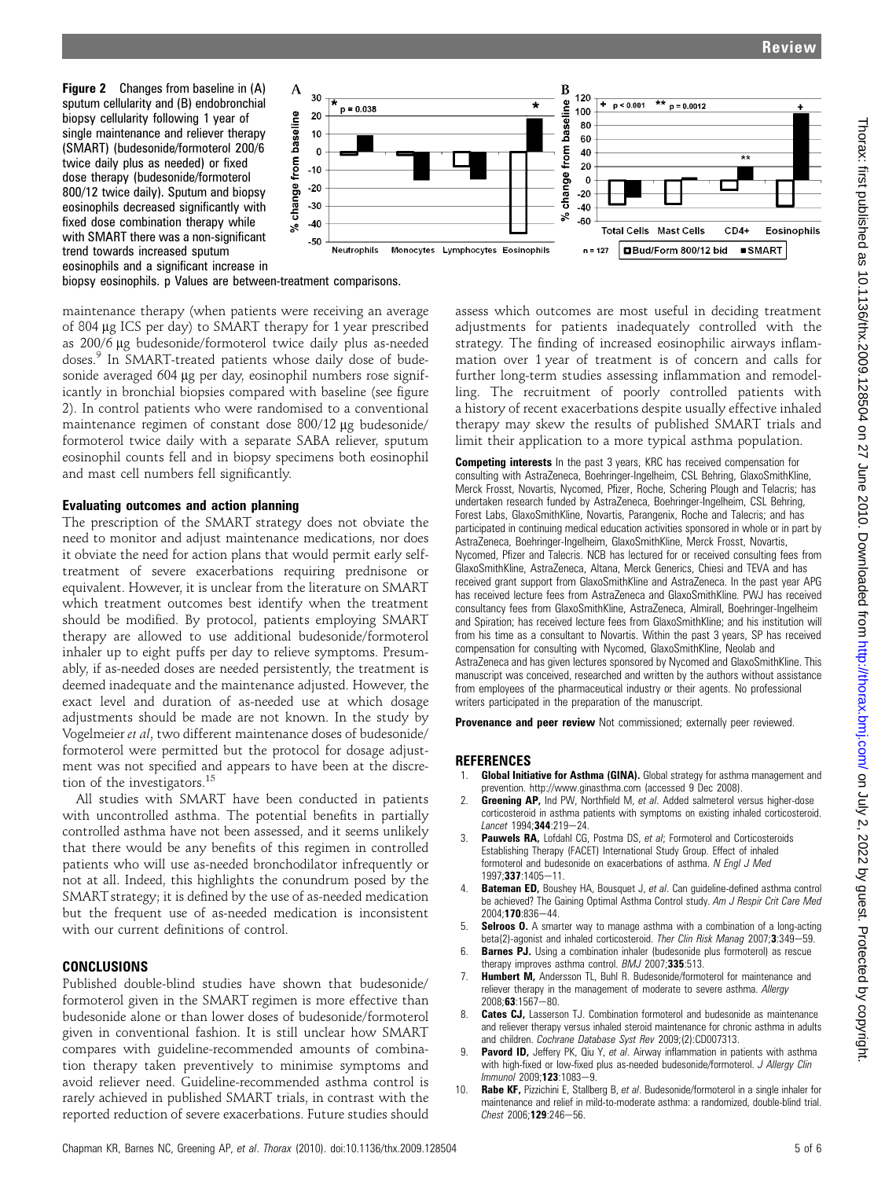**Figure 2** Changes from baseline in (A) sputum cellularity and (B) endobronchial biopsy cellularity following 1 year of single maintenance and reliever therapy (SMART) (budesonide/formoterol 200/6 twice daily plus as needed) or fixed dose therapy (budesonide/formoterol 800/12 twice daily). Sputum and biopsy eosinophils decreased significantly with fixed dose combination therapy while with SMART there was a non-significant trend towards increased sputum eosinophils and a significant increase in biopsy eosinophils. p Values are between-treatment comparisons.

A
30
20
10
0
-10
-20
-30
-40
-50
% change from baseline
* p = 0.038
*
Neutrophils
Monocytes
Lymphocytes
Eosinophils

B
120
100
80
60
40
20
0
-20
-40
-60
% change from baseline
+ p < 0.001
** p = 0.0012
**
+
Total Cells
Mast Cells
CD4+
Eosinophils
n = 127
Bud/Form 800/12 bid
SMART

maintenance therapy (when patients were receiving an average of 804 μg ICS per day) to SMART therapy for 1 year prescribed as 200/6 μg budesonide/formoterol twice daily plus as-needed doses.[9] In SMART-treated patients whose daily dose of budesonide averaged 604 μg per day, eosinophil numbers rose significantly in bronchial biopsies compared with baseline (see figure 2). In control patients who were randomised to a conventional maintenance regimen of constant dose 800/12 μg budesonide/formoterol twice daily with a separate SABA reliever, sputum eosinophil counts fell and in biopsy specimens both eosinophil and mast cell numbers fell significantly.

### Evaluating outcomes and action planning

The prescription of the SMART strategy does not obviate the need to monitor and adjust maintenance medications, nor does it obviate the need for action plans that would permit early self-treatment of severe exacerbations requiring prednisone or equivalent. However, it is unclear from the literature on SMART which treatment outcomes best identify when the treatment should be modified. By protocol, patients employing SMART therapy are allowed to use additional budesonide/formoterol inhaler up to eight puffs per day to relieve symptoms. Presumably, if as-needed doses are needed persistently, the treatment is deemed inadequate and the maintenance adjusted. However, the exact level and duration of as-needed use at which dosage adjustments should be made are not known. In the study by Vogelmeier *et al*, two different maintenance doses of budesonide/formoterol were permitted but the protocol for dosage adjustment was not specified and appears to have been at the discretion of the investigators.[15]

All studies with SMART have been conducted in patients with uncontrolled asthma. The potential benefits in partially controlled asthma have not been assessed, and it seems unlikely that there would be any benefits of this regimen in controlled patients who will use as-needed bronchodilator infrequently or not at all. Indeed, this highlights the conundrum posed by the SMART strategy; it is defined by the use of as-needed medication but the frequent use of as-needed medication is inconsistent with our current definitions of control.

## CONCLUSIONS

Published double-blind studies have shown that budesonide/formoterol given in the SMART regimen is more effective than budesonide alone or than lower doses of budesonide/formoterol given in conventional fashion. It is still unclear how SMART compares with guideline-recommended amounts of combination therapy taken preventively to minimise symptoms and avoid reliever need. Guideline-recommended asthma control is rarely achieved in published SMART trials, in contrast with the reported reduction of severe exacerbations. Future studies should assess which outcomes are most useful in deciding treatment adjustments for patients inadequately controlled with the strategy. The finding of increased eosinophilic airways inflammation over 1 year of treatment is of concern and calls for further long-term studies assessing inflammation and remodelling. The recruitment of poorly controlled patients with a history of recent exacerbations despite usually effective inhaled therapy may skew the results of published SMART trials and limit their application to a more typical asthma population.

**Competing interests** In the past 3 years, KRC has received compensation for consulting with AstraZeneca, Boehringer-Ingelheim, CSL Behring, GlaxoSmithKline, Merck Frosst, Novartis, Nycomed, Pfizer, Roche, Schering Plough and Talecris; has undertaken research funded by AstraZeneca, Boehringer-Ingelheim, CSL Behring, Forest Labs, GlaxoSmithKline, Novartis, Parangenix, Roche and Talecris; and has participated in continuing medical education activities sponsored in whole or in part by AstraZeneca, Boehringer-Ingelheim, GlaxoSmithKline, Merck Frosst, Novartis, Nycomed, Pfizer and Talecris. NCB has lectured for or received consulting fees from GlaxoSmithKline, AstraZeneca, Altana, Merck Generics, Chiesi and TEVA and has received grant support from GlaxoSmithKline and AstraZeneca. In the past year APG has received lecture fees from AstraZeneca and GlaxoSmithKline. PWJ has received consultancy fees from GlaxoSmithKline, AstraZeneca, Almirall, Boehringer-Ingelheim and Spiration; has received lecture fees from GlaxoSmithKline; and his institution will from his time as a consultant to Novartis. Within the past 3 years, SP has received compensation for consulting with Nycomed, GlaxoSmithKline, Neolab and AstraZeneca and has given lectures sponsored by Nycomed and GlaxoSmithKline. This manuscript was conceived, researched and written by the authors without assistance from employees of the pharmaceutical industry or their agents. No professional writers participated in the preparation of the manuscript.

**Provenance and peer review** Not commissioned; externally peer reviewed.

## REFERENCES

1. **Global Initiative for Asthma (GINA).** Global strategy for asthma management and prevention. http://www.ginasthma.com (accessed 9 Dec 2008).
2. **Greening AP,** Ind PW, Northfield M, *et al*. Added salmeterol versus higher-dose corticosteroid in asthma patients with symptoms on existing inhaled corticosteroid. *Lancet* 1994;**344**:219–24.
3. **Pauwels RA,** Lofdahl CG, Postma DS, *et al*; Formoterol and Corticosteroids Establishing Therapy (FACET) International Study Group. Effect of inhaled formoterol and budesonide on exacerbations of asthma. *N Engl J Med* 1997;**337**:1405–11.
4. **Bateman ED,** Boushey HA, Bousquet J, *et al*. Can guideline-defined asthma control be achieved? The Gaining Optimal Asthma Control study. *Am J Respir Crit Care Med* 2004;**170**:836–44.
5. **Selroos O.** A smarter way to manage asthma with a combination of a long-acting beta(2)-agonist and inhaled corticosteroid. *Ther Clin Risk Manag* 2007;**3**:349–59.
6. **Barnes PJ.** Using a combination inhaler (budesonide plus formoterol) as rescue therapy improves asthma control. *BMJ* 2007;**335**:513.
7. **Humbert M,** Andersson TL, Buhl R. Budesonide/formoterol for maintenance and reliever therapy in the management of moderate to severe asthma. *Allergy* 2008;**63**:1567–80.
8. **Cates CJ,** Lasserson TJ. Combination formoterol and budesonide as maintenance and reliever therapy versus inhaled steroid maintenance for chronic asthma in adults and children. *Cochrane Database Syst Rev* 2009;(2):CD007313.
9. **Pavord ID,** Jeffery PK, Qiu Y, *et al*. Airway inflammation in patients with asthma with high-fixed or low-fixed plus as-needed budesonide/formoterol. *J Allergy Clin Immunol* 2009;**123**:1083–9.
10. **Rabe KF,** Pizzichini E, Stallberg B, *et al*. Budesonide/formoterol in a single inhaler for maintenance and relief in mild-to-moderate asthma: a randomized, double-blind trial. *Chest* 2006;**129**:246–56.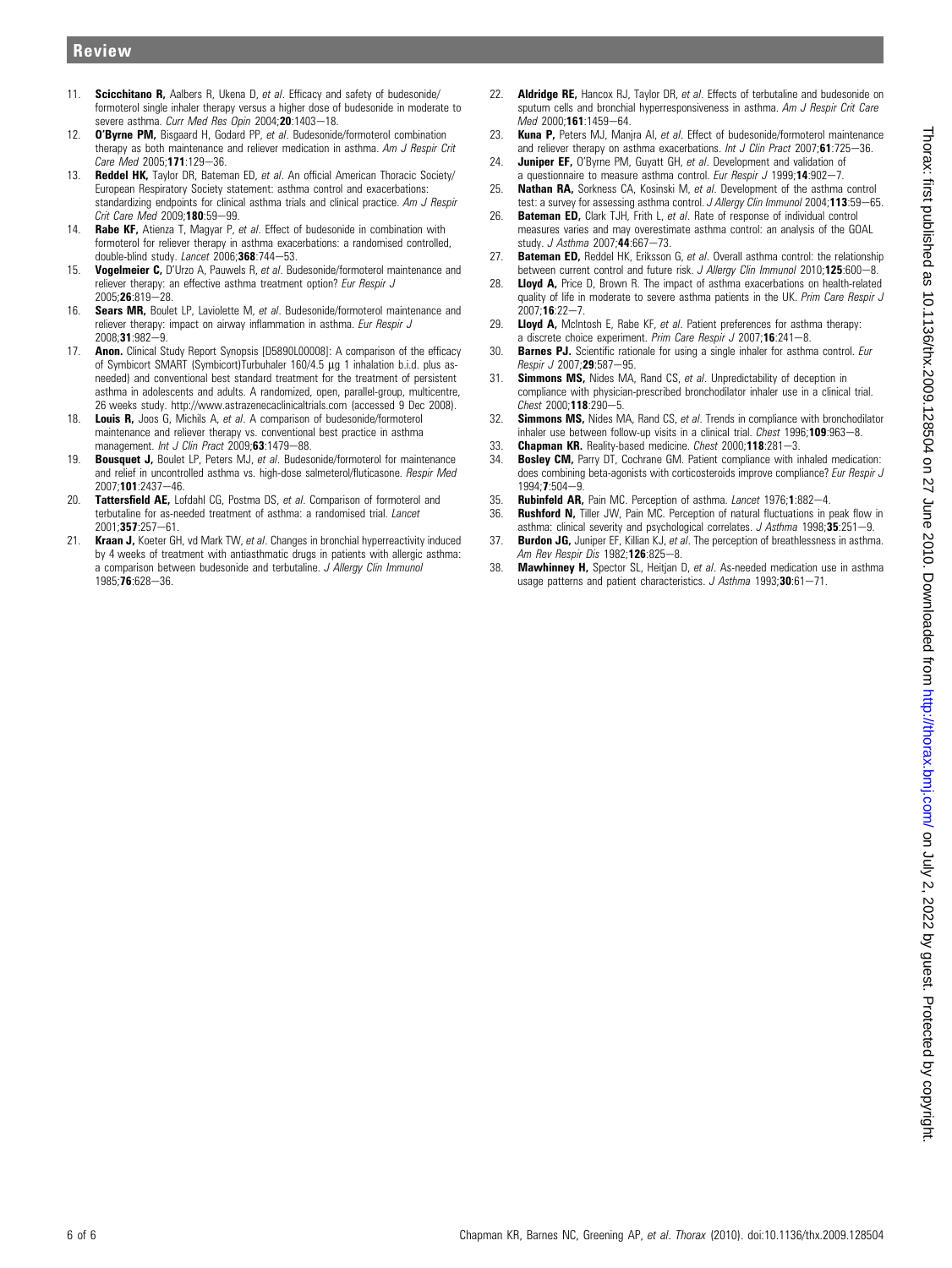11. **Scicchitano R,** Aalbers R, Ukena D, *et al*. Efficacy and safety of budesonide/formoterol single inhaler therapy versus a higher dose of budesonide in moderate to severe asthma. *Curr Med Res Opin* 2004;**20**:1403–18.
12. **O'Byrne PM,** Bisgaard H, Godard PP, *et al*. Budesonide/formoterol combination therapy as both maintenance and reliever medication in asthma. *Am J Respir Crit Care Med* 2005;**171**:129–36.
13. **Reddel HK,** Taylor DR, Bateman ED, *et al*. An official American Thoracic Society/European Respiratory Society statement: asthma control and exacerbations: standardizing endpoints for clinical asthma trials and clinical practice. *Am J Respir Crit Care Med* 2009;**180**:59–99.
14. **Rabe KF,** Atienza T, Magyar P, *et al*. Effect of budesonide in combination with formoterol for reliever therapy in asthma exacerbations: a randomised controlled, double-blind study. *Lancet* 2006;**368**:744–53.
15. **Vogelmeier C,** D'Urzo A, Pauwels R, *et al*. Budesonide/formoterol maintenance and reliever therapy: an effective asthma treatment option? *Eur Respir J* 2005;**26**:819–28.
16. **Sears MR,** Boulet LP, Laviolette M, *et al*. Budesonide/formoterol maintenance and reliever therapy: impact on airway inflammation in asthma. *Eur Respir J* 2008;**31**:982–9.
17. **Anon.** Clinical Study Report Synopsis [D5890L00008]: A comparison of the efficacy of Symbicort SMART (Symbicort)Turbuhaler 160/4.5 μg 1 inhalation b.i.d. plus as-needed) and conventional best standard treatment for the treatment of persistent asthma in adolescents and adults. A randomized, open, parallel-group, multicentre, 26 weeks study. http://www.astrazenecaclinicaltrials.com (accessed 9 Dec 2008).
18. **Louis R,** Joos G, Michils A, *et al*. A comparison of budesonide/formoterol maintenance and reliever therapy vs. conventional best practice in asthma management. *Int J Clin Pract* 2009;**63**:1479–88.
19. **Bousquet J,** Boulet LP, Peters MJ, *et al*. Budesonide/formoterol for maintenance and relief in uncontrolled asthma vs. high-dose salmeterol/fluticasone. *Respir Med* 2007;**101**:2437–46.
20. **Tattersfield AE,** Lofdahl CG, Postma DS, *et al*. Comparison of formoterol and terbutaline for as-needed treatment of asthma: a randomised trial. *Lancet* 2001;**357**:257–61.
21. **Kraan J,** Koeter GH, vd Mark TW, *et al*. Changes in bronchial hyperreactivity induced by 4 weeks of treatment with antiasthmatic drugs in patients with allergic asthma: a comparison between budesonide and terbutaline. *J Allergy Clin Immunol* 1985;**76**:628–36.
22. **Aldridge RE,** Hancox RJ, Taylor DR, *et al*. Effects of terbutaline and budesonide on sputum cells and bronchial hyperresponsiveness in asthma. *Am J Respir Crit Care Med* 2000;**161**:1459–64.
23. **Kuna P,** Peters MJ, Manjra AI, *et al*. Effect of budesonide/formoterol maintenance and reliever therapy on asthma exacerbations. *Int J Clin Pract* 2007;**61**:725–36.
24. **Juniper EF,** O'Byrne PM, Guyatt GH, *et al*. Development and validation of a questionnaire to measure asthma control. *Eur Respir J* 1999;**14**:902–7.
25. **Nathan RA,** Sorkness CA, Kosinski M, *et al*. Development of the asthma control test: a survey for assessing asthma control. *J Allergy Clin Immunol* 2004;**113**:59–65.
26. **Bateman ED,** Clark TJH, Frith L, *et al*. Rate of response of individual control measures varies and may overestimate asthma control: an analysis of the GOAL study. *J Asthma* 2007;**44**:667–73.
27. **Bateman ED,** Reddel HK, Eriksson G, *et al*. Overall asthma control: the relationship between current control and future risk. *J Allergy Clin Immunol* 2010;**125**:600–8.
28. **Lloyd A,** Price D, Brown R. The impact of asthma exacerbations on health-related quality of life in moderate to severe asthma patients in the UK. *Prim Care Respir J* 2007;**16**:22–7.
29. **Lloyd A,** McIntosh E, Rabe KF, *et al*. Patient preferences for asthma therapy: a discrete choice experiment. *Prim Care Respir J* 2007;**16**:241–8.
30. **Barnes PJ.** Scientific rationale for using a single inhaler for asthma control. *Eur Respir J* 2007;**29**:587–95.
31. **Simmons MS,** Nides MA, Rand CS, *et al*. Unpredictability of deception in compliance with physician-prescribed bronchodilator inhaler use in a clinical trial. *Chest* 2000;**118**:290–5.
32. **Simmons MS,** Nides MA, Rand CS, *et al*. Trends in compliance with bronchodilator inhaler use between follow-up visits in a clinical trial. *Chest* 1996;**109**:963–8.
33. **Chapman KR.** Reality-based medicine. *Chest* 2000;**118**:281–3.
34. **Bosley CM,** Parry DT, Cochrane GM. Patient compliance with inhaled medication: does combining beta-agonists with corticosteroids improve compliance? *Eur Respir J* 1994;**7**:504–9.
35. **Rubinfeld AR,** Pain MC. Perception of asthma. *Lancet* 1976;**1**:882–4.
36. **Rushford N,** Tiller JW, Pain MC. Perception of natural fluctuations in peak flow in asthma: clinical severity and psychological correlates. *J Asthma* 1998;**35**:251–9.
37. **Burdon JG,** Juniper EF, Killian KJ, *et al*. The perception of breathlessness in asthma. *Am Rev Respir Dis* 1982;**126**:825–8.
38. **Mawhinney H,** Spector SL, Heitjan D, *et al*. As-needed medication use in asthma usage patterns and patient characteristics. *J Asthma* 1993;**30**:61–71.